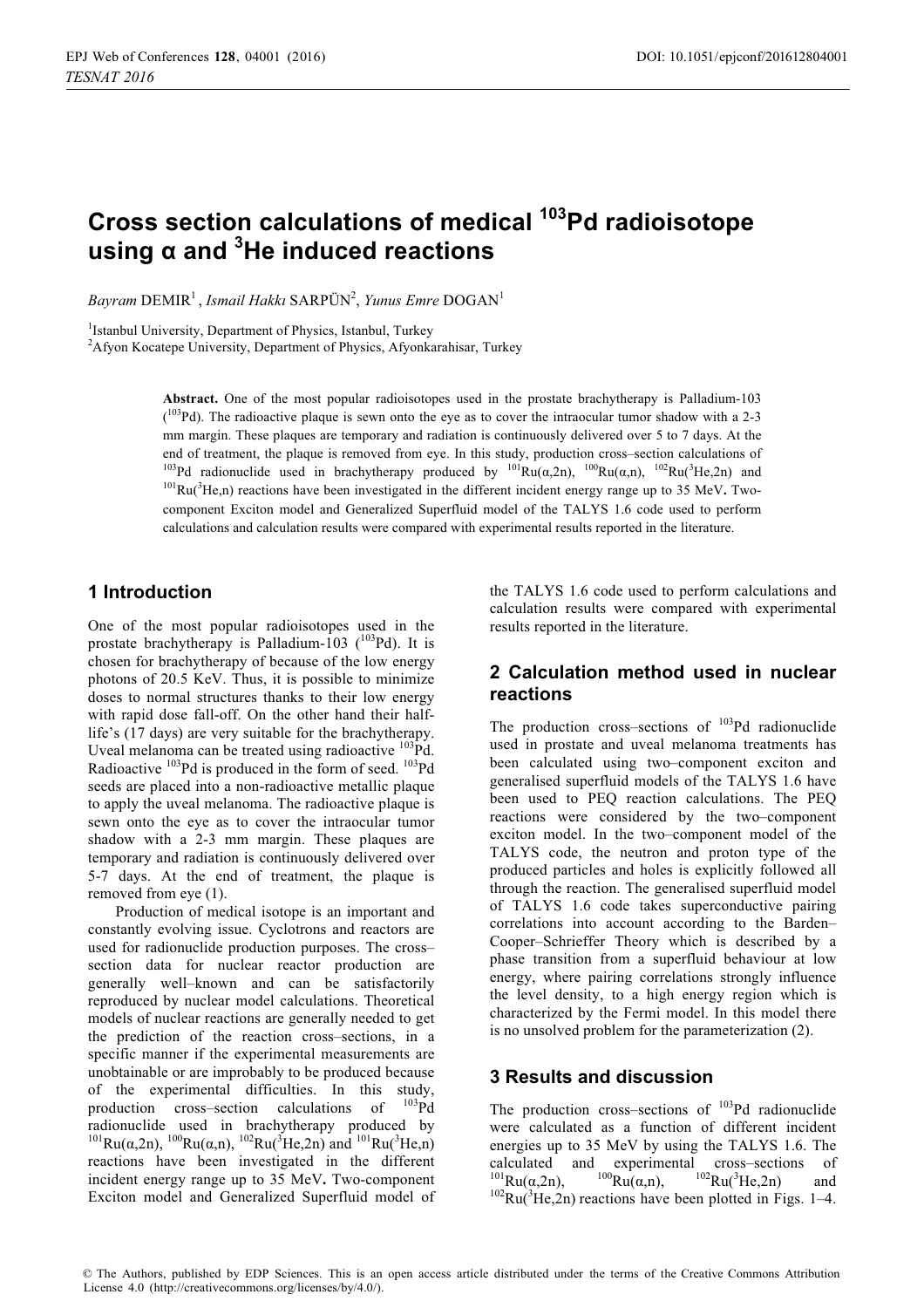# Cross section calculations of medical $^{103}$Pd radioisotope using α and $^{3}$He induced reactions

*Bayram* DEMIR[1], *Ismail Hakkı* SARPÜN[2], *Yunus Emre* DOGAN[1]

[1]Istanbul University, Department of Physics, Istanbul, Turkey

[2]Afyon Kocatepe University, Department of Physics, Afyonkarahisar, Turkey

**Abstract.** One of the most popular radioisotopes used in the prostate brachytherapy is Palladium-103 ($^{103}$Pd). The radioactive plaque is sewn onto the eye as to cover the intraocular tumor shadow with a 2-3 mm margin. These plaques are temporary and radiation is continuously delivered over 5 to 7 days. At the end of treatment, the plaque is removed from eye. In this study, production cross–section calculations of $^{103}$Pd radionuclide used in brachytherapy produced by $^{101}$Ru(α,2n), $^{100}$Ru(α,n), $^{102}$Ru($^{3}$He,2n) and $^{101}$Ru($^{3}$He,n) reactions have been investigated in the different incident energy range up to 35 MeV**.** Two-component Exciton model and Generalized Superfluid model of the TALYS 1.6 code used to perform calculations and calculation results were compared with experimental results reported in the literature.

## 1 Introduction

One of the most popular radioisotopes used in the prostate brachytherapy is Palladium-103 ($^{103}$Pd). It is chosen for brachytherapy of because of the low energy photons of 20.5 KeV. Thus, it is possible to minimize doses to normal structures thanks to their low energy with rapid dose fall-off. On the other hand their half-life's (17 days) are very suitable for the brachytherapy. Uveal melanoma can be treated using radioactive $^{103}$Pd. Radioactive $^{103}$Pd is produced in the form of seed. $^{103}$Pd seeds are placed into a non-radioactive metallic plaque to apply the uveal melanoma. The radioactive plaque is sewn onto the eye as to cover the intraocular tumor shadow with a 2-3 mm margin. These plaques are temporary and radiation is continuously delivered over 5-7 days. At the end of treatment, the plaque is removed from eye (1).

Production of medical isotope is an important and constantly evolving issue. Cyclotrons and reactors are used for radionuclide production purposes. The cross–section data for nuclear reactor production are generally well–known and can be satisfactorily reproduced by nuclear model calculations. Theoretical models of nuclear reactions are generally needed to get the prediction of the reaction cross–sections, in a specific manner if the experimental measurements are unobtainable or are improbably to be produced because of the experimental difficulties. In this study, production cross–section calculations of $^{103}$Pd radionuclide used in brachytherapy produced by $^{101}$Ru(α,2n), $^{100}$Ru(α,n), $^{102}$Ru($^{3}$He,2n) and $^{101}$Ru($^{3}$He,n) reactions have been investigated in the different incident energy range up to 35 MeV**.** Two-component Exciton model and Generalized Superfluid model of the TALYS 1.6 code used to perform calculations and calculation results were compared with experimental results reported in the literature.

## 2 Calculation method used in nuclear reactions

The production cross–sections of $^{103}$Pd radionuclide used in prostate and uveal melanoma treatments has been calculated using two–component exciton and generalised superfluid models of the TALYS 1.6 have been used to PEQ reaction calculations. The PEQ reactions were considered by the two–component exciton model. In the two–component model of the TALYS code, the neutron and proton type of the produced particles and holes is explicitly followed all through the reaction. The generalised superfluid model of TALYS 1.6 code takes superconductive pairing correlations into account according to the Barden–Cooper–Schrieffer Theory which is described by a phase transition from a superfluid behaviour at low energy, where pairing correlations strongly influence the level density, to a high energy region which is characterized by the Fermi model. In this model there is no unsolved problem for the parameterization (2).

## 3 Results and discussion

The production cross–sections of $^{103}$Pd radionuclide were calculated as a function of different incident energies up to 35 MeV by using the TALYS 1.6. The calculated and experimental cross–sections of $^{101}$Ru(α,2n), $^{100}$Ru(α,n), $^{102}$Ru($^{3}$He,2n) and $^{102}$Ru($^{3}$He,2n) reactions have been plotted in Figs. 1–4.

© The Authors, published by EDP Sciences. This is an open access article distributed under the terms of the Creative Commons Attribution License 4.0 (http://creativecommons.org/licenses/by/4.0/).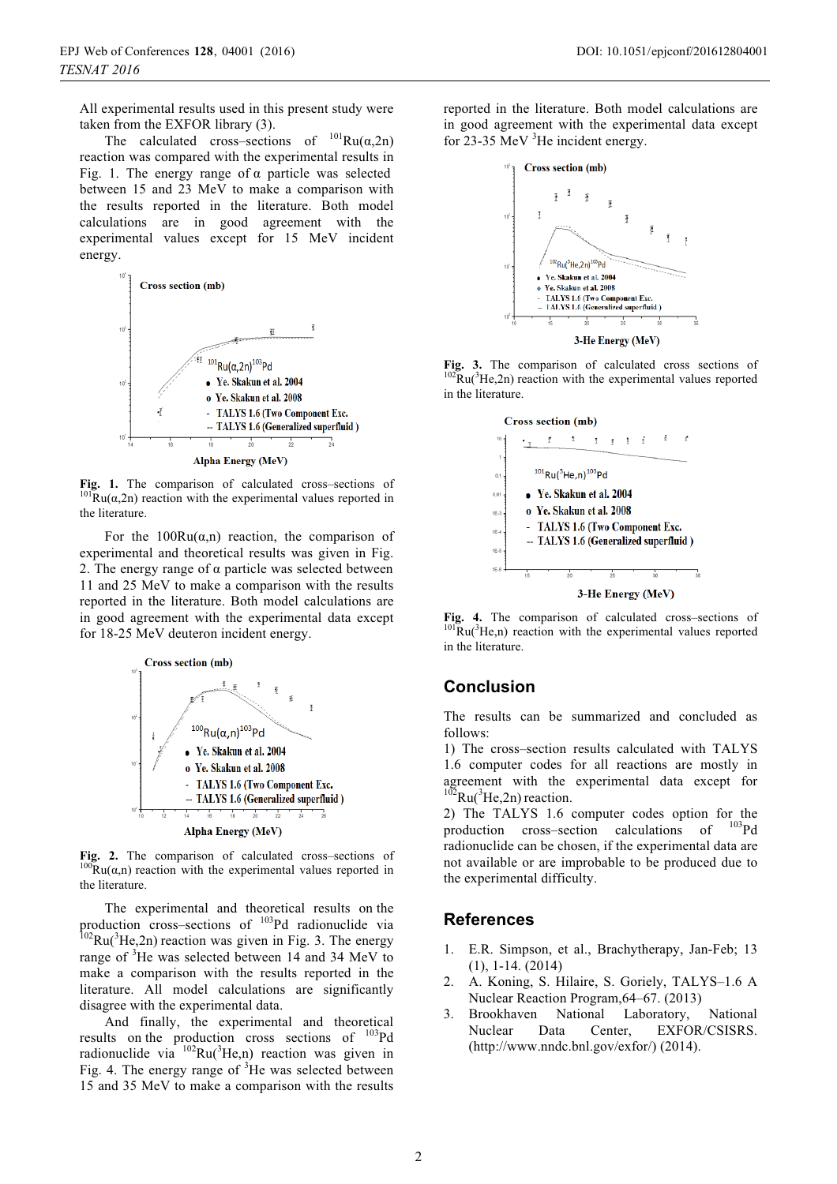All experimental results used in this present study were taken from the EXFOR library (3).

The calculated cross–sections of $^{101}$Ru(α,2n) reaction was compared with the experimental results in Fig. 1. The energy range of α particle was selected between 15 and 23 MeV to make a comparison with the results reported in the literature. Both model calculations are in good agreement with the experimental values except for 15 MeV incident energy.

Cross section (mb)

$^{101}$Ru(α,2n)$^{103}$Pd

● Ye. Skakun et al. 2004

o Ye. Skakun et al. 2008

- TALYS 1.6 (Two Component Exc.

-- TALYS 1.6 (Generalized superfluid )

Alpha Energy (MeV)

**Fig. 1.** The comparison of calculated cross–sections of $^{101}$Ru(α,2n) reaction with the experimental values reported in the literature.

For the 100Ru(α,n) reaction, the comparison of experimental and theoretical results was given in Fig. 2. The energy range of α particle was selected between 11 and 25 MeV to make a comparison with the results reported in the literature. Both model calculations are in good agreement with the experimental data except for 18-25 MeV deuteron incident energy.

Cross section (mb)

$^{100}$Ru(α,n)$^{103}$Pd

● Ye. Skakun et al. 2004

o Ye. Skakun et al. 2008

- TALYS 1.6 (Two Component Exc.

-- TALYS 1.6 (Generalized superfluid )

Alpha Energy (MeV)

**Fig. 2.** The comparison of calculated cross–sections of $^{100}$Ru(α,n) reaction with the experimental values reported in the literature.

The experimental and theoretical results on the production cross–sections of $^{103}$Pd radionuclide via $^{102}$Ru($^3$He,2n) reaction was given in Fig. 3. The energy range of $^3$He was selected between 14 and 34 MeV to make a comparison with the results reported in the literature. All model calculations are significantly disagree with the experimental data.

And finally, the experimental and theoretical results on the production cross sections of $^{103}$Pd radionuclide via $^{102}$Ru($^3$He,n) reaction was given in Fig. 4. The energy range of $^3$He was selected between 15 and 35 MeV to make a comparison with the results reported in the literature. Both model calculations are in good agreement with the experimental data except for 23-35 MeV $^3$He incident energy.

Cross section (mb)

$^{102}$Ru($^3$He,2n)$^{103}$Pd

● Ye. Skakun et al. 2004

o Ye. Skakun et al. 2008

- TALYS 1.6 (Two Component Exc.

-- TALYS 1.6 (Generalized superfluid )

3-He Energy (MeV)

**Fig. 3.** The comparison of calculated cross sections of $^{102}$Ru($^3$He,2n) reaction with the experimental values reported in the literature.

Cross section (mb)

$^{101}$Ru($^3$He,n)$^{103}$Pd

● Ye. Skakun et al. 2004

o Ye. Skakun et al. 2008

- TALYS 1.6 (Two Component Exc.

-- TALYS 1.6 (Generalized superfluid )

3-He Energy (MeV)

**Fig. 4.** The comparison of calculated cross–sections of $^{101}$Ru($^3$He,n) reaction with the experimental values reported in the literature.

## Conclusion

The results can be summarized and concluded as follows:

1) The cross–section results calculated with TALYS 1.6 computer codes for all reactions are mostly in agreement with the experimental data except for $^{102}$Ru($^3$He,2n) reaction.

2) The TALYS 1.6 computer codes option for the production cross–section calculations of $^{103}$Pd radionuclide can be chosen, if the experimental data are not available or are improbable to be produced due to the experimental difficulty.

## References

1. E.R. Simpson, et al., Brachytherapy, Jan-Feb; 13 (1), 1-14. (2014)
2. A. Koning, S. Hilaire, S. Goriely, TALYS–1.6 A Nuclear Reaction Program,64–67. (2013)
3. Brookhaven National Laboratory, National Nuclear Data Center, EXFOR/CSISRS. (http://www.nndc.bnl.gov/exfor/) (2014).